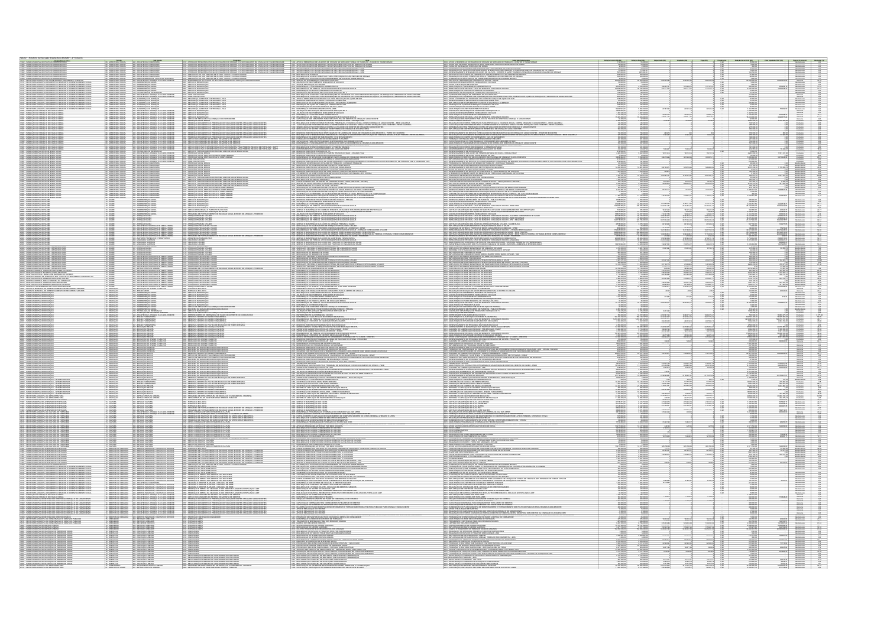|                                                                                                                                                                                                                                                                                           |                                                                                                                                                 | 13.000.00                                                                                                                                                                                                                                                                                                                                                                                                                                                                                                                                                                                                                                                                                                                                                                                                                                                                                                                                                                                                   |                                                                                                                                                                                                                                                                                                                                                                                                                                                                                                                                |
|-------------------------------------------------------------------------------------------------------------------------------------------------------------------------------------------------------------------------------------------------------------------------------------------|-------------------------------------------------------------------------------------------------------------------------------------------------|-------------------------------------------------------------------------------------------------------------------------------------------------------------------------------------------------------------------------------------------------------------------------------------------------------------------------------------------------------------------------------------------------------------------------------------------------------------------------------------------------------------------------------------------------------------------------------------------------------------------------------------------------------------------------------------------------------------------------------------------------------------------------------------------------------------------------------------------------------------------------------------------------------------------------------------------------------------------------------------------------------------|--------------------------------------------------------------------------------------------------------------------------------------------------------------------------------------------------------------------------------------------------------------------------------------------------------------------------------------------------------------------------------------------------------------------------------------------------------------------------------------------------------------------------------|
| 28 8 DPL008<br>ACCLERCENTE                                                                                                                                                                                                                                                                |                                                                                                                                                 |                                                                                                                                                                                                                                                                                                                                                                                                                                                                                                                                                                                                                                                                                                                                                                                                                                                                                                                                                                                                             |                                                                                                                                                                                                                                                                                                                                                                                                                                                                                                                                |
|                                                                                                                                                                                                                                                                                           |                                                                                                                                                 | ---<br>$-200000000$<br>$-$ 000000                                                                                                                                                                                                                                                                                                                                                                                                                                                                                                                                                                                                                                                                                                                                                                                                                                                                                                                                                                           | 11420,220,89                                                                                                                                                                                                                                                                                                                                                                                                                                                                                                                   |
|                                                                                                                                                                                                                                                                                           |                                                                                                                                                 | $rac{1}{44433742}$<br>$ \frac{1}{44475445}$<br>$\frac{1}{\frac{1}{2}}$<br>$\begin{array}{r} 4.135,0351 \\ 35.535,0351 \\ 352,0351 \end{array}$                                                                                                                                                                                                                                                                                                                                                                                                                                                                                                                                                                                                                                                                                                                                                                                                                                                              | $-$ 38283.5                                                                                                                                                                                                                                                                                                                                                                                                                                                                                                                    |
|                                                                                                                                                                                                                                                                                           |                                                                                                                                                 |                                                                                                                                                                                                                                                                                                                                                                                                                                                                                                                                                                                                                                                                                                                                                                                                                                                                                                                                                                                                             |                                                                                                                                                                                                                                                                                                                                                                                                                                                                                                                                |
|                                                                                                                                                                                                                                                                                           |                                                                                                                                                 | $ \frac{6}{24}$ $-\frac{632}{22}$<br>$-289338$<br>$-200223$                                                                                                                                                                                                                                                                                                                                                                                                                                                                                                                                                                                                                                                                                                                                                                                                                                                                                                                                                 | $m =$                                                                                                                                                                                                                                                                                                                                                                                                                                                                                                                          |
|                                                                                                                                                                                                                                                                                           |                                                                                                                                                 | $rac{34631773}{33437722}$<br>$\frac{33429837}{334637722}$<br>SOMBALLY                                                                                                                                                                                                                                                                                                                                                                                                                                                                                                                                                                                                                                                                                                                                                                                                                                                                                                                                       | $\frac{333,298,27}{3,266,277,22}$                                                                                                                                                                                                                                                                                                                                                                                                                                                                                              |
|                                                                                                                                                                                                                                                                                           |                                                                                                                                                 |                                                                                                                                                                                                                                                                                                                                                                                                                                                                                                                                                                                                                                                                                                                                                                                                                                                                                                                                                                                                             | 37203202                                                                                                                                                                                                                                                                                                                                                                                                                                                                                                                       |
|                                                                                                                                                                                                                                                                                           |                                                                                                                                                 |                                                                                                                                                                                                                                                                                                                                                                                                                                                                                                                                                                                                                                                                                                                                                                                                                                                                                                                                                                                                             |                                                                                                                                                                                                                                                                                                                                                                                                                                                                                                                                |
|                                                                                                                                                                                                                                                                                           |                                                                                                                                                 | 200070                                                                                                                                                                                                                                                                                                                                                                                                                                                                                                                                                                                                                                                                                                                                                                                                                                                                                                                                                                                                      |                                                                                                                                                                                                                                                                                                                                                                                                                                                                                                                                |
|                                                                                                                                                                                                                                                                                           |                                                                                                                                                 |                                                                                                                                                                                                                                                                                                                                                                                                                                                                                                                                                                                                                                                                                                                                                                                                                                                                                                                                                                                                             |                                                                                                                                                                                                                                                                                                                                                                                                                                                                                                                                |
|                                                                                                                                                                                                                                                                                           |                                                                                                                                                 | $\frac{1}{622}$                                                                                                                                                                                                                                                                                                                                                                                                                                                                                                                                                                                                                                                                                                                                                                                                                                                                                                                                                                                             |                                                                                                                                                                                                                                                                                                                                                                                                                                                                                                                                |
|                                                                                                                                                                                                                                                                                           |                                                                                                                                                 | 35007411                                                                                                                                                                                                                                                                                                                                                                                                                                                                                                                                                                                                                                                                                                                                                                                                                                                                                                                                                                                                    | 385.127.007<br>3.003.1783                                                                                                                                                                                                                                                                                                                                                                                                                                                                                                      |
|                                                                                                                                                                                                                                                                                           |                                                                                                                                                 |                                                                                                                                                                                                                                                                                                                                                                                                                                                                                                                                                                                                                                                                                                                                                                                                                                                                                                                                                                                                             |                                                                                                                                                                                                                                                                                                                                                                                                                                                                                                                                |
|                                                                                                                                                                                                                                                                                           |                                                                                                                                                 |                                                                                                                                                                                                                                                                                                                                                                                                                                                                                                                                                                                                                                                                                                                                                                                                                                                                                                                                                                                                             |                                                                                                                                                                                                                                                                                                                                                                                                                                                                                                                                |
|                                                                                                                                                                                                                                                                                           |                                                                                                                                                 | <b>HARSTER</b><br>$\frac{8}{1000000}$<br>$\begin{tabular}{c c} \hline \multicolumn{1}{c}{\textbf{19.60.87}} \\ \hline 19.60.87 \\ \hline 130.50 \\ \hline 130.10 \\ \hline 130.10 \\ \hline 130.10 \\ \hline 130.10 \\ \hline 130.00 \\ \hline 131.00 \\ \hline 131.00 \\ \hline 131.00 \\ \hline \end{tabular}$<br>$-161268$                                                                                                                                                                                                                                                                                                                                                                                                                                                                                                                                                                                                                                                                               | $\begin{tabular}{c c} \hline 488 \\ \hline 348 \\ \hline 488 \\ \hline 1381 \\ \hline 1381 \\ \hline 147318 \\ \hline 489 \\ \hline 489 \\ \hline 489 \\ \hline \end{tabular}$                                                                                                                                                                                                                                                                                                                                                 |
|                                                                                                                                                                                                                                                                                           |                                                                                                                                                 | $rac{3853837}{264556437}$<br>$\frac{315876}{24366644}$<br>$rac{38538.75}{335246.8}$                                                                                                                                                                                                                                                                                                                                                                                                                                                                                                                                                                                                                                                                                                                                                                                                                                                                                                                         |                                                                                                                                                                                                                                                                                                                                                                                                                                                                                                                                |
|                                                                                                                                                                                                                                                                                           |                                                                                                                                                 | $\begin{array}{r} 5 \\ 8 \\ 12334324 \\ 6 \\ 8 \\ 9 \\ 1933434 \end{array}$<br>2161600                                                                                                                                                                                                                                                                                                                                                                                                                                                                                                                                                                                                                                                                                                                                                                                                                                                                                                                      | $\frac{486}{146882748}$<br>mmin                                                                                                                                                                                                                                                                                                                                                                                                                                                                                                |
|                                                                                                                                                                                                                                                                                           | 1413 887 0<br>1410 82 0<br>1510 82 0<br>1510 82 0<br>1510 82 0<br>1710 83 0<br>1710 83 0<br>1810 83<br>1810 83<br>1810 83<br>1810 83<br>1810 83 |                                                                                                                                                                                                                                                                                                                                                                                                                                                                                                                                                                                                                                                                                                                                                                                                                                                                                                                                                                                                             | 388, 840, 00<br>128, 240, 00                                                                                                                                                                                                                                                                                                                                                                                                                                                                                                   |
|                                                                                                                                                                                                                                                                                           |                                                                                                                                                 | <b>ELECTION</b><br><b>SONTAGE</b><br>$-$ 03/03/17.44                                                                                                                                                                                                                                                                                                                                                                                                                                                                                                                                                                                                                                                                                                                                                                                                                                                                                                                                                        | $\frac{436433871}{5430122236}$                                                                                                                                                                                                                                                                                                                                                                                                                                                                                                 |
|                                                                                                                                                                                                                                                                                           | 763 000 00<br>21.115.000 00<br>16.116.000 00<br>16.116.000 00<br>17.000 000 00<br>207.000 317.000<br>207.000 317.000<br>207.000 317.000         | $\begin{array}{r} 27.030, 20 \\ 11.231, 48.02, 0 \\ 13.231, 48.02, 0 \\ 15.231, 48.02, 0 \\ 17.231, 48.02, 0 \\ 18.231, 0 \\ 19.231, 0 \\ 10.231, 0 \\ 10.231, 0 \\ 10.231, 0 \\ 10.231, 0 \\ 10.231, 0 \\ 10.231, 0 \\ 10.231, 0 \\ 10.231, 0 \\ 10.231, 0 \\ 10.231,$<br><b>GOTLE</b><br>$rac{1}{100000}$                                                                                                                                                                                                                                                                                                                                                                                                                                                                                                                                                                                                                                                                                                 | $\begin{array}{ l } \hline \hline \multicolumn{3}{r}{\textbf{0.335.9}}\\ \hline \multicolumn{3}{r}{\textbf{0.335.9}}\\ \hline \multicolumn{3}{r}{\textbf{0.335.9}}\\ \hline \multicolumn{3}{r}{\textbf{0.335.9}}\\ \hline \multicolumn{3}{r}{\textbf{0.335.9}}\\ \hline \multicolumn{3}{r}{\textbf{0.335.9}}\\ \hline \multicolumn{3}{r}{\textbf{0.335.9}}\\ \hline \multicolumn{3}{r}{\textbf{0.335.9}}\\ \hline \multicolumn{$                                                                                               |
|                                                                                                                                                                                                                                                                                           |                                                                                                                                                 | $\begin{array}{r l} \hline \text{MSEI} \\ \hline 284244 \\ \hline 36471117 \\ \hline 36711117 \\ \hline 46701117 \\ \hline 46701017 \\ \hline 41701017 \\ \hline 41701017 \\ \hline \end{array}$                                                                                                                                                                                                                                                                                                                                                                                                                                                                                                                                                                                                                                                                                                                                                                                                            |                                                                                                                                                                                                                                                                                                                                                                                                                                                                                                                                |
|                                                                                                                                                                                                                                                                                           | 18,000.00<br>08,000.00<br>179,668,000.00<br>188,618,618,000.00<br>478,618,618,000.00                                                            |                                                                                                                                                                                                                                                                                                                                                                                                                                                                                                                                                                                                                                                                                                                                                                                                                                                                                                                                                                                                             |                                                                                                                                                                                                                                                                                                                                                                                                                                                                                                                                |
|                                                                                                                                                                                                                                                                                           | 03.000.001<br>201206-002.00<br>201206-002.00                                                                                                    | 228408341.1<br>128205443.2<br>12830645.22<br>226405.02<br>226405.02<br>226405.02                                                                                                                                                                                                                                                                                                                                                                                                                                                                                                                                                                                                                                                                                                                                                                                                                                                                                                                            | $\begin{tabular}{r c c} \hline $72832$ \\ \hline 24532831$ \\ \hline 354237331$ \\ \hline 3654237331$ \\ \hline 36637331$ \\ \hline 3663731$ \\ \hline 34523131$ \\ \hline 34523131$ \\ \hline 34523131$ \\ \hline 34523131$ \\ \hline 34523131$ \\ \hline \end{tabular}$                                                                                                                                                                                                                                                      |
|                                                                                                                                                                                                                                                                                           |                                                                                                                                                 |                                                                                                                                                                                                                                                                                                                                                                                                                                                                                                                                                                                                                                                                                                                                                                                                                                                                                                                                                                                                             |                                                                                                                                                                                                                                                                                                                                                                                                                                                                                                                                |
|                                                                                                                                                                                                                                                                                           | 14.470.000.00<br>01.000.000<br>4.160.000.00<br>200.000.000<br>1.000.000.000<br>1.007.000.00                                                     | 47133.14<br>3103163<br>3 563 16.01                                                                                                                                                                                                                                                                                                                                                                                                                                                                                                                                                                                                                                                                                                                                                                                                                                                                                                                                                                          | 1 101 405 M<br>1 103 00<br>01 103 00<br>44 003 00<br>428 843 00                                                                                                                                                                                                                                                                                                                                                                                                                                                                |
|                                                                                                                                                                                                                                                                                           |                                                                                                                                                 | service.<br>2012074.00                                                                                                                                                                                                                                                                                                                                                                                                                                                                                                                                                                                                                                                                                                                                                                                                                                                                                                                                                                                      |                                                                                                                                                                                                                                                                                                                                                                                                                                                                                                                                |
|                                                                                                                                                                                                                                                                                           | $\begin{array}{r}\n 1.023,033,0 \\  3.827, 677,0 \\  833,033,0 \\  13,133,0\n \end{array}$                                                      | 1,000,000,000<br>1,000,000,00<br>11,366,406,00<br>100,000,00<br>12,106,000,00<br>1,106,000,00<br>1,106,000,00<br>1,106,000,00<br>101130776<br>$\begin{array}{r l} \hline \text{ADIM} & 0 \\ \hline \text{ADIM} & 0 \\ \hline \text{BIGO} & 0 \\ \hline \text{BIGO} & 0 \\ \hline \text{BIGO} & 0 \\ \hline \text{DBO} & 0 \\ \hline \text{DBO} & 0 \\ \hline \text{ABO} & 0 \\ \hline \text{ABO} & 0 \\ \hline \text{ABO} & 0 \\ \hline \text{ABO} & 0 \\ \hline \text{ABO} & 0 \\ \hline \text{ABO} & 0 \\ \hline \text{ABO} & 0 \\ \hline \text{ABO} & 0 \\ \hline \text{ABO} & 0 \\$                                                                                                                                                                                                                                                                                                                                                                                                                     |                                                                                                                                                                                                                                                                                                                                                                                                                                                                                                                                |
|                                                                                                                                                                                                                                                                                           | $\begin{array}{r} 3 \\ \hline 191000 \\ -191000 \\ \hline 142100 \\ -1421000 \\ \hline 713100 \\ \hline \end{array}$                            | $\begin{array}{r} 0 \\ 216308.2 \\ 21436714 \\ 21604123 \\ 30860123 \\ 223666123 \\ 43866163 \\ 431966123 \end{array}$<br>$\frac{2345346.54}{4345346.84}$                                                                                                                                                                                                                                                                                                                                                                                                                                                                                                                                                                                                                                                                                                                                                                                                                                                   |                                                                                                                                                                                                                                                                                                                                                                                                                                                                                                                                |
| CHEWER, GOUNGEL MOTIVARIEN CO CRAN<br>CHEWER, MANAGER ATMICIATION CONTINUES.<br>CHEWER, MANAGER AND CONTINUES.<br>CHEWER, GOUNGEL MANAGER CONTINUES.<br>CHEWER, GOUNGELAND CONTINUES.<br>CHEWER, GOUNGELAND CONTINUES.<br>CHEWER, CONTINUES.<br>AIKA<br>Átala <u>himi po olimanšen bá</u> |                                                                                                                                                 |                                                                                                                                                                                                                                                                                                                                                                                                                                                                                                                                                                                                                                                                                                                                                                                                                                                                                                                                                                                                             |                                                                                                                                                                                                                                                                                                                                                                                                                                                                                                                                |
| <b>LARGE NULSIANAR</b><br>MAINYIS DE PRICURBISE HUMANICO<br>MAINYIS DE PRICURBISE HUMANICO                                                                                                                                                                                                | 186, 000, 0<br>1.966, 872, 0<br>7.066, 726, 0<br>7.306, 026, 0<br>7.306, 036, 0<br>7.000, 0<br>166, 000, 0                                      | 186, 000<br>1.866, 870<br>7.066, 7.06<br>7.7306, 426<br>77.130, 886<br>7.7306, 896<br>78.000<br>196, 000<br><b>SERGER 60</b><br>EMBREN 6                                                                                                                                                                                                                                                                                                                                                                                                                                                                                                                                                                                                                                                                                                                                                                                                                                                                    |                                                                                                                                                                                                                                                                                                                                                                                                                                                                                                                                |
|                                                                                                                                                                                                                                                                                           |                                                                                                                                                 |                                                                                                                                                                                                                                                                                                                                                                                                                                                                                                                                                                                                                                                                                                                                                                                                                                                                                                                                                                                                             |                                                                                                                                                                                                                                                                                                                                                                                                                                                                                                                                |
|                                                                                                                                                                                                                                                                                           |                                                                                                                                                 | 00.000.000<br>2012030<br>24,6242                                                                                                                                                                                                                                                                                                                                                                                                                                                                                                                                                                                                                                                                                                                                                                                                                                                                                                                                                                            | <b>GREETIN</b>                                                                                                                                                                                                                                                                                                                                                                                                                                                                                                                 |
|                                                                                                                                                                                                                                                                                           |                                                                                                                                                 | $\frac{2458273}{9}$                                                                                                                                                                                                                                                                                                                                                                                                                                                                                                                                                                                                                                                                                                                                                                                                                                                                                                                                                                                         |                                                                                                                                                                                                                                                                                                                                                                                                                                                                                                                                |
|                                                                                                                                                                                                                                                                                           |                                                                                                                                                 |                                                                                                                                                                                                                                                                                                                                                                                                                                                                                                                                                                                                                                                                                                                                                                                                                                                                                                                                                                                                             |                                                                                                                                                                                                                                                                                                                                                                                                                                                                                                                                |
|                                                                                                                                                                                                                                                                                           |                                                                                                                                                 | $\begin{array}{r} \text{MMDOM21} \\ \text{NMDOM21} \\ \text{DMDUM1} \\ \text{DMDUM2} \\ \text{DMDUM2} \end{array}$<br>$\begin{tabular}{c} \textbf{unimers} \\ \hline \textbf{NATUT2S} \\ \hline \textbf{DCTU} \\ \hline \textbf{DCTU} \\ \hline \textbf{CCTU} \\ \hline \textbf{DCTU} \\ \hline \textbf{DCTU} \\ \hline \end{tabular}$<br>$\begin{array}{r} 241484 \, 17.22 \\ 443.63161 \, 27 \\ 43102161 \, 7 \\ 5435042 \, 38 \\ 6435042 \, 38 \\ 643646 \, 38 \\ \end{array}$                                                                                                                                                                                                                                                                                                                                                                                                                                                                                                                           | $\begin{array}{l} \begin{array}{c} \text{11.00111} \\ \text{12.0111} \\ \text{23.0221} \\ \text{24.0331} \\ \text{25.0331} \\ \text{26.0331} \\ \text{27.03331} \end{array} \end{array}$                                                                                                                                                                                                                                                                                                                                       |
|                                                                                                                                                                                                                                                                                           |                                                                                                                                                 | 272000063                                                                                                                                                                                                                                                                                                                                                                                                                                                                                                                                                                                                                                                                                                                                                                                                                                                                                                                                                                                                   |                                                                                                                                                                                                                                                                                                                                                                                                                                                                                                                                |
|                                                                                                                                                                                                                                                                                           |                                                                                                                                                 |                                                                                                                                                                                                                                                                                                                                                                                                                                                                                                                                                                                                                                                                                                                                                                                                                                                                                                                                                                                                             |                                                                                                                                                                                                                                                                                                                                                                                                                                                                                                                                |
|                                                                                                                                                                                                                                                                                           |                                                                                                                                                 | 2<br>13163633<br>13163533<br>131635333<br>131635333<br>131635333                                                                                                                                                                                                                                                                                                                                                                                                                                                                                                                                                                                                                                                                                                                                                                                                                                                                                                                                            |                                                                                                                                                                                                                                                                                                                                                                                                                                                                                                                                |
|                                                                                                                                                                                                                                                                                           |                                                                                                                                                 |                                                                                                                                                                                                                                                                                                                                                                                                                                                                                                                                                                                                                                                                                                                                                                                                                                                                                                                                                                                                             |                                                                                                                                                                                                                                                                                                                                                                                                                                                                                                                                |
|                                                                                                                                                                                                                                                                                           |                                                                                                                                                 |                                                                                                                                                                                                                                                                                                                                                                                                                                                                                                                                                                                                                                                                                                                                                                                                                                                                                                                                                                                                             |                                                                                                                                                                                                                                                                                                                                                                                                                                                                                                                                |
|                                                                                                                                                                                                                                                                                           |                                                                                                                                                 | 120 000<br>020 030 1<br>020 030 1<br>020 030 1<br>020 030 1<br>020 030 1                                                                                                                                                                                                                                                                                                                                                                                                                                                                                                                                                                                                                                                                                                                                                                                                                                                                                                                                    | <b>NANKER</b>                                                                                                                                                                                                                                                                                                                                                                                                                                                                                                                  |
|                                                                                                                                                                                                                                                                                           |                                                                                                                                                 | $\frac{274852134}{483513342}$                                                                                                                                                                                                                                                                                                                                                                                                                                                                                                                                                                                                                                                                                                                                                                                                                                                                                                                                                                               |                                                                                                                                                                                                                                                                                                                                                                                                                                                                                                                                |
|                                                                                                                                                                                                                                                                                           | 215.000.00<br>7 ASS 000.00<br>3 TH 000.00<br>776.000.00                                                                                         |                                                                                                                                                                                                                                                                                                                                                                                                                                                                                                                                                                                                                                                                                                                                                                                                                                                                                                                                                                                                             | 270522138<br>4.806.096.22<br>496.342.00<br>$\frac{1}{2}$                                                                                                                                                                                                                                                                                                                                                                                                                                                                       |
|                                                                                                                                                                                                                                                                                           |                                                                                                                                                 | $\begin{array}{r rr} 13.0001 & 13.0001 & 14.0001 & 14.0001 & 14.0001 & 14.0001 & 14.0001 & 14.0001 & 14.0001 & 14.0001 & 14.0001 & 14.0001 & 14.0001 & 14.0001 & 14.0001 & 14.0001 & 14.0001 & 14.0001 & 14.0001 & 14.0001 & 14.0001 & 14.0001 & 14.0001 & 14.$<br>$\frac{1}{9H}$                                                                                                                                                                                                                                                                                                                                                                                                                                                                                                                                                                                                                                                                                                                           |                                                                                                                                                                                                                                                                                                                                                                                                                                                                                                                                |
|                                                                                                                                                                                                                                                                                           |                                                                                                                                                 | 463/216.4                                                                                                                                                                                                                                                                                                                                                                                                                                                                                                                                                                                                                                                                                                                                                                                                                                                                                                                                                                                                   | 1 841 00<br>1 842 001 00<br>1 307 003 00<br>22 304 003 00<br>604 003 00<br>11 804 003 00                                                                                                                                                                                                                                                                                                                                                                                                                                       |
|                                                                                                                                                                                                                                                                                           |                                                                                                                                                 | <b>SIATAK</b>                                                                                                                                                                                                                                                                                                                                                                                                                                                                                                                                                                                                                                                                                                                                                                                                                                                                                                                                                                                               |                                                                                                                                                                                                                                                                                                                                                                                                                                                                                                                                |
|                                                                                                                                                                                                                                                                                           |                                                                                                                                                 | $\frac{1}{2}$                                                                                                                                                                                                                                                                                                                                                                                                                                                                                                                                                                                                                                                                                                                                                                                                                                                                                                                                                                                               |                                                                                                                                                                                                                                                                                                                                                                                                                                                                                                                                |
|                                                                                                                                                                                                                                                                                           |                                                                                                                                                 | $\begin{array}{r} 7.00029 \\ 7.00029 \\ 1.00039 \\ 1.000000 \\ 1.0000000 \\ 1.00000000 \\ 1.00000000 \\ 1.00000000 \\ 1.00000000 \\ 1.00000000 \\ 1.00000000 \\ 1.00000000 \\ 1.00000000 \\ 1.0000000 \\ 1.0000000 \\ 1.0000000 \\ 1.0000000 \\ 1.0000000 \\ 1.000000 \\ 1.0$<br>$\begin{array}{r} 723773,11 \\ 232773,17 \\ 232773,17 \\ 25474,28 \\ 210107,22 \\ 2191032,23 \\ 2191037,24 \\ 2191037,24 \end{array}$<br>$\begin{tabular}{c c} \hline \multicolumn{1}{c}{\textbf{0.000}}\\ \hline \multicolumn{1}{c}{\textbf{0.000}}\\ \hline \multicolumn{1}{c}{\textbf{0.000}}\\ \hline \multicolumn{1}{c}{\textbf{0.000}}\\ \hline \multicolumn{1}{c}{\textbf{0.000}}\\ \hline \multicolumn{1}{c}{\textbf{0.000}}\\ \hline \multicolumn{1}{c}{\textbf{0.000}}\\ \hline \multicolumn{1}{c}{\textbf{0.000}}\\ \hline \multicolumn{1}{c}{\textbf{0.000}}\\ \hline$<br>$\begin{array}{r} 232778.17 \\ 494455.14 \\ 2736465.78 \\ 271536444 \\ 272764447 \end{array}$<br>$2943834 \times 822$<br>$rac{1}{2}$ | $\begin{array}{r} 3.02 \\ \underline{10.001832} \\ \underline{21.0018342} \\ \underline{22.0793337} \\ \underline{33.002334} \\ \underline{337.0033372} \\ \underline{337.0033772} \\ \underline{402.0033776} \end{array}$<br>700.752.01                                                                                                                                                                                                                                                                                       |
|                                                                                                                                                                                                                                                                                           |                                                                                                                                                 |                                                                                                                                                                                                                                                                                                                                                                                                                                                                                                                                                                                                                                                                                                                                                                                                                                                                                                                                                                                                             |                                                                                                                                                                                                                                                                                                                                                                                                                                                                                                                                |
|                                                                                                                                                                                                                                                                                           |                                                                                                                                                 |                                                                                                                                                                                                                                                                                                                                                                                                                                                                                                                                                                                                                                                                                                                                                                                                                                                                                                                                                                                                             | <b>TECHNOL</b>                                                                                                                                                                                                                                                                                                                                                                                                                                                                                                                 |
|                                                                                                                                                                                                                                                                                           |                                                                                                                                                 |                                                                                                                                                                                                                                                                                                                                                                                                                                                                                                                                                                                                                                                                                                                                                                                                                                                                                                                                                                                                             |                                                                                                                                                                                                                                                                                                                                                                                                                                                                                                                                |
|                                                                                                                                                                                                                                                                                           |                                                                                                                                                 | $rac{6}{147076.8}$                                                                                                                                                                                                                                                                                                                                                                                                                                                                                                                                                                                                                                                                                                                                                                                                                                                                                                                                                                                          | $77.626.32$<br>26.995.17                                                                                                                                                                                                                                                                                                                                                                                                                                                                                                       |
|                                                                                                                                                                                                                                                                                           |                                                                                                                                                 |                                                                                                                                                                                                                                                                                                                                                                                                                                                                                                                                                                                                                                                                                                                                                                                                                                                                                                                                                                                                             |                                                                                                                                                                                                                                                                                                                                                                                                                                                                                                                                |
|                                                                                                                                                                                                                                                                                           |                                                                                                                                                 | 841,700.00<br>100000<br>323/433.00<br>603.720.00<br>100000<br>12763337                                                                                                                                                                                                                                                                                                                                                                                                                                                                                                                                                                                                                                                                                                                                                                                                                                                                                                                                      |                                                                                                                                                                                                                                                                                                                                                                                                                                                                                                                                |
|                                                                                                                                                                                                                                                                                           |                                                                                                                                                 | $\begin{tabular}{c c c} \hline & 0 & 0 & 0 \\ \hline 0 & 0 & 0 & 0 \\ \hline 0 & 0 & 0 & 0 \\ \hline 0 & 0 & 0 & 0 \\ \hline 1 & 0 & 0 & 0 \\ \hline 1 & 0 & 0 & 0 \\ \hline 0 & 0 & 0 & 0 \\ \hline \end{tabular}$                                                                                                                                                                                                                                                                                                                                                                                                                                                                                                                                                                                                                                                                                                                                                                                         | $\begin{array}{r} \text{MOM} \, \text{M} \\ \text{MOM} \\ \text{MUM} \\ \text{MUM} \\ \text{MUM} \\ \text{MUM} \\ \text{MUM} \\ \text{MUM} \end{array}$<br>13,720,00                                                                                                                                                                                                                                                                                                                                                           |
|                                                                                                                                                                                                                                                                                           |                                                                                                                                                 |                                                                                                                                                                                                                                                                                                                                                                                                                                                                                                                                                                                                                                                                                                                                                                                                                                                                                                                                                                                                             |                                                                                                                                                                                                                                                                                                                                                                                                                                                                                                                                |
|                                                                                                                                                                                                                                                                                           |                                                                                                                                                 |                                                                                                                                                                                                                                                                                                                                                                                                                                                                                                                                                                                                                                                                                                                                                                                                                                                                                                                                                                                                             |                                                                                                                                                                                                                                                                                                                                                                                                                                                                                                                                |
|                                                                                                                                                                                                                                                                                           |                                                                                                                                                 |                                                                                                                                                                                                                                                                                                                                                                                                                                                                                                                                                                                                                                                                                                                                                                                                                                                                                                                                                                                                             | arerar                                                                                                                                                                                                                                                                                                                                                                                                                                                                                                                         |
|                                                                                                                                                                                                                                                                                           |                                                                                                                                                 |                                                                                                                                                                                                                                                                                                                                                                                                                                                                                                                                                                                                                                                                                                                                                                                                                                                                                                                                                                                                             |                                                                                                                                                                                                                                                                                                                                                                                                                                                                                                                                |
|                                                                                                                                                                                                                                                                                           |                                                                                                                                                 |                                                                                                                                                                                                                                                                                                                                                                                                                                                                                                                                                                                                                                                                                                                                                                                                                                                                                                                                                                                                             |                                                                                                                                                                                                                                                                                                                                                                                                                                                                                                                                |
| DA CROWCA E DO ADOLESICANE<br>DA CROWCA E DO ADOLESICANE<br>DA CROWCA E DO ADOLESICANE<br>DA CROWÇA E DO ADOLESICANE<br>DA CROWÇA E DO ADOLESICANE                                                                                                                                        |                                                                                                                                                 |                                                                                                                                                                                                                                                                                                                                                                                                                                                                                                                                                                                                                                                                                                                                                                                                                                                                                                                                                                                                             | $\begin{tabular}{c} \hline \hline \multicolumn{2}{c} {\textbf{max}} \\ \multicolumn{2}{c} {\textbf{max}} \\ \multicolumn{2}{c} {\textbf{max}} \\ \multicolumn{2}{c} {\textbf{max}} \\ \multicolumn{2}{c} {\textbf{max}} \\ \multicolumn{2}{c} {\textbf{max}} \\ \multicolumn{2}{c} {\textbf{max}} \\ \multicolumn{2}{c} {\textbf{max}} \\ \multicolumn{2}{c} {\textbf{max}} \\ \multicolumn{2}{c} {\textbf{max}} \\ \multicolumn{2}{c} {\textbf{max}} \\ \multicolumn{2}{c} {\textbf{max}} \\ \multicolumn{2}{c} {\textbf{max$ |
|                                                                                                                                                                                                                                                                                           |                                                                                                                                                 |                                                                                                                                                                                                                                                                                                                                                                                                                                                                                                                                                                                                                                                                                                                                                                                                                                                                                                                                                                                                             |                                                                                                                                                                                                                                                                                                                                                                                                                                                                                                                                |
|                                                                                                                                                                                                                                                                                           |                                                                                                                                                 |                                                                                                                                                                                                                                                                                                                                                                                                                                                                                                                                                                                                                                                                                                                                                                                                                                                                                                                                                                                                             |                                                                                                                                                                                                                                                                                                                                                                                                                                                                                                                                |
|                                                                                                                                                                                                                                                                                           |                                                                                                                                                 | $\begin{array}{r} \begin{array}{c} 0.08108 \\ 0.00114 \\ 0.000000 \\ 0.0000000 \\ 0.000000 \\ 0.000000 \\ 0.000000 \\ 0.00000 \\ 0.00000 \\ 0.00000 \\ 0.00000 \\ 0.00000 \\ 0.00000 \\ 0.00000 \\ 0.00000 \\ 0.00000 \\ 0.00000 \\ 0.00000 \\ 0.00000 \\ 0.00000 \\ 0.00000 \\ 0.00000 \\ 0$<br>$\begin{array}{r} \textbf{17}\textbf{18}\textbf{23}\textbf{18} \\ \textbf{18}\textbf{18}\textbf{38}\textbf{18} \\ \textbf{18}\textbf{18}\textbf{38}\textbf{18} \\ \textbf{18}\textbf{18}\textbf{38}\textbf{18} \\ \textbf{18}\textbf{18}\textbf{38}\textbf{18}\textbf{18}\textbf{18} \\ \textbf{18}\textbf{18}\textbf{18}\textbf{18}\textbf{18}\textbf{18}\textbf{18}\textbf{18}\textbf{18}\textbf{18}\textbf{18}\textbf{1$                                                                                                                                                                                                                                                                                | 20.000.305.02                                                                                                                                                                                                                                                                                                                                                                                                                                                                                                                  |
|                                                                                                                                                                                                                                                                                           |                                                                                                                                                 | $\begin{array}{r} 176.03 \\ 1.38.03 \\ 4.78.03 \\ 3.17.03 \\ 1.677.93 \\ 1.677.93 \\ \end{array}$                                                                                                                                                                                                                                                                                                                                                                                                                                                                                                                                                                                                                                                                                                                                                                                                                                                                                                           | sports:                                                                                                                                                                                                                                                                                                                                                                                                                                                                                                                        |
|                                                                                                                                                                                                                                                                                           |                                                                                                                                                 | 2388388                                                                                                                                                                                                                                                                                                                                                                                                                                                                                                                                                                                                                                                                                                                                                                                                                                                                                                                                                                                                     | sawia <sup>-</sup>                                                                                                                                                                                                                                                                                                                                                                                                                                                                                                             |
|                                                                                                                                                                                                                                                                                           |                                                                                                                                                 |                                                                                                                                                                                                                                                                                                                                                                                                                                                                                                                                                                                                                                                                                                                                                                                                                                                                                                                                                                                                             | 23.665.82<br>smale.                                                                                                                                                                                                                                                                                                                                                                                                                                                                                                            |
|                                                                                                                                                                                                                                                                                           |                                                                                                                                                 | 110,000,00<br>6M 000,00<br>6M 000,00<br>6M 606,000 00<br>6M 606,000 00<br>$\begin{array}{r} 15033311 \\ \hline 208379 \\ \hline 2341843 \\ \hline 36871883 \\ \hline 1063737 \end{array}$                                                                                                                                                                                                                                                                                                                                                                                                                                                                                                                                                                                                                                                                                                                                                                                                                   |                                                                                                                                                                                                                                                                                                                                                                                                                                                                                                                                |